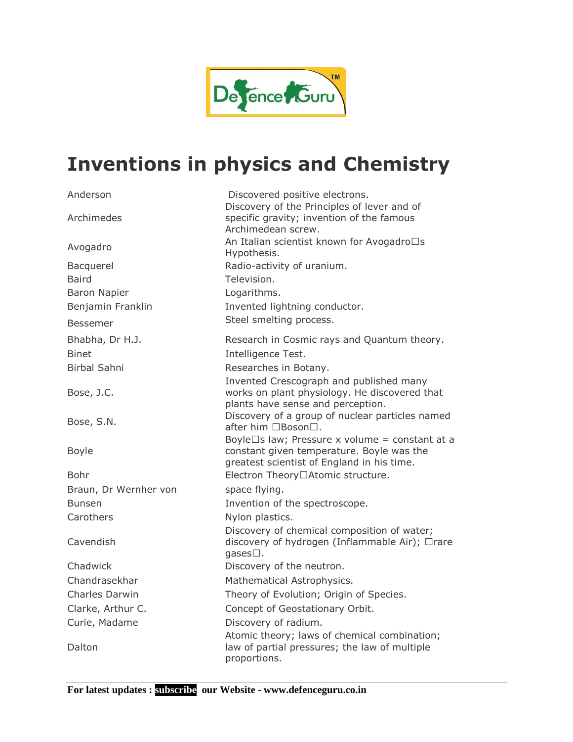# Inventions in physics and Chemistry

| | |
|---|---|
| Anderson | Discovered positive electrons. |
| Archimedes | Discovery of the Principles of lever and of specific gravity; invention of the famous Archimedean screw. |
| Avogadro | An Italian scientist known for Avogadro□s Hypothesis. |
| Bacquerel | Radio-activity of uranium. |
| Baird | Television. |
| Baron Napier | Logarithms. |
| Benjamin Franklin | Invented lightning conductor. |
| Bessemer | Steel smelting process. |
| Bhabha, Dr H.J. | Research in Cosmic rays and Quantum theory. |
| Binet | Intelligence Test. |
| Birbal Sahni | Researches in Botany. |
| Bose, J.C. | Invented Crescograph and published many works on plant physiology. He discovered that plants have sense and perception. |
| Bose, S.N. | Discovery of a group of nuclear particles named after him □Boson□. |
| Boyle | Boyle□s law; Pressure x volume = constant at a constant given temperature. Boyle was the greatest scientist of England in his time. |
| Bohr | Electron Theory□Atomic structure. |
| Braun, Dr Wernher von | space flying. |
| Bunsen | Invention of the spectroscope. |
| Carothers | Nylon plastics. |
| Cavendish | Discovery of chemical composition of water; discovery of hydrogen (Inflammable Air); □rare gases□. |
| Chadwick | Discovery of the neutron. |
| Chandrasekhar | Mathematical Astrophysics. |
| Charles Darwin | Theory of Evolution; Origin of Species. |
| Clarke, Arthur C. | Concept of Geostationary Orbit. |
| Curie, Madame | Discovery of radium. |
| Dalton | Atomic theory; laws of chemical combination; law of partial pressures; the law of multiple proportions. |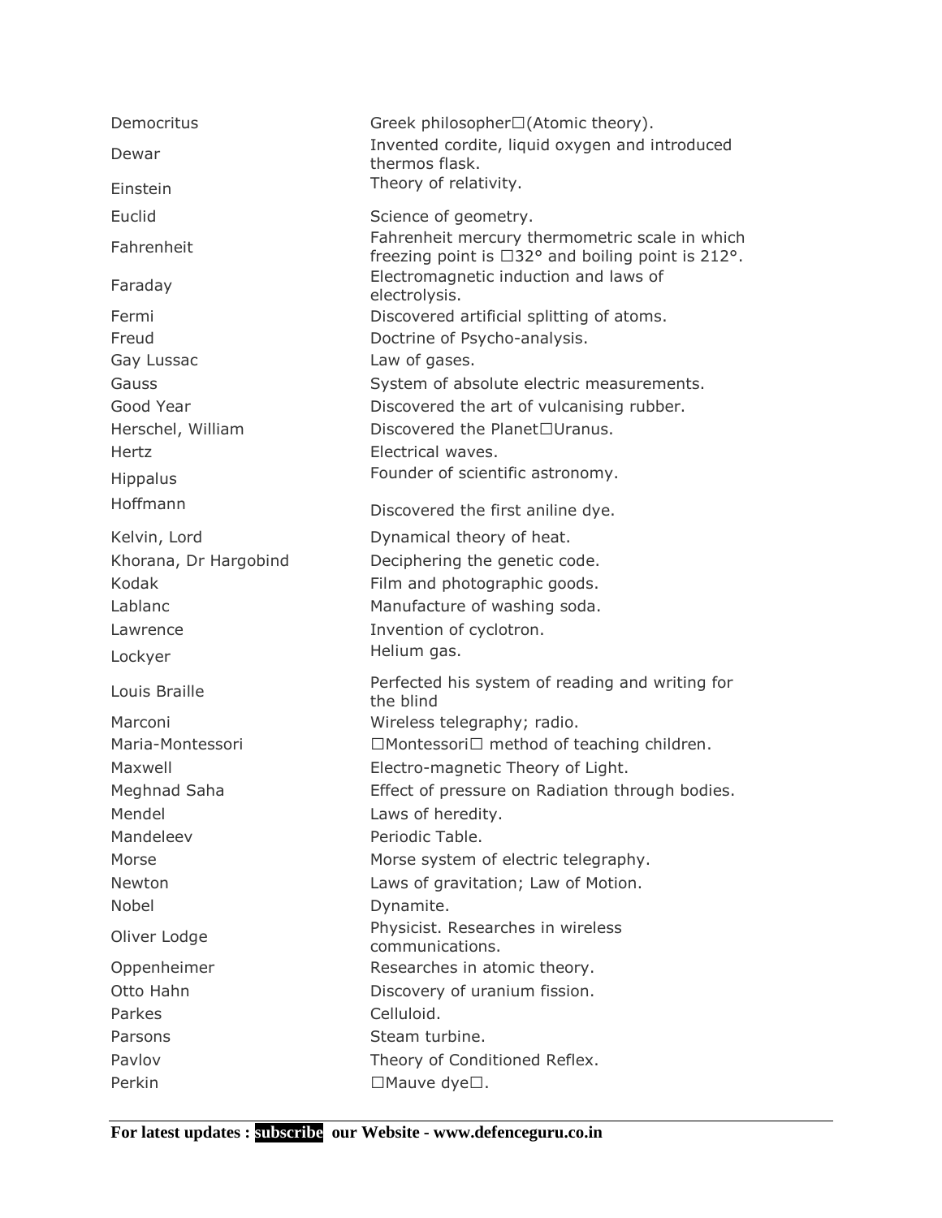| | |
|---|---|
| Democritus | Greek philosopher□(Atomic theory). |
| Dewar | Invented cordite, liquid oxygen and introduced thermos flask. |
| Einstein | Theory of relativity. |
| Euclid | Science of geometry. |
| Fahrenheit | Fahrenheit mercury thermometric scale in which freezing point is □32° and boiling point is 212°. |
| Faraday | Electromagnetic induction and laws of electrolysis. |
| Fermi | Discovered artificial splitting of atoms. |
| Freud | Doctrine of Psycho-analysis. |
| Gay Lussac | Law of gases. |
| Gauss | System of absolute electric measurements. |
| Good Year | Discovered the art of vulcanising rubber. |
| Herschel, William | Discovered the Planet□Uranus. |
| Hertz | Electrical waves. |
| Hippalus | Founder of scientific astronomy. |
| Hoffmann | Discovered the first aniline dye. |
| Kelvin, Lord | Dynamical theory of heat. |
| Khorana, Dr Hargobind | Deciphering the genetic code. |
| Kodak | Film and photographic goods. |
| Lablanc | Manufacture of washing soda. |
| Lawrence | Invention of cyclotron. |
| Lockyer | Helium gas. |
| Louis Braille | Perfected his system of reading and writing for the blind |
| Marconi | Wireless telegraphy; radio. |
| Maria-Montessori | □Montessori□ method of teaching children. |
| Maxwell | Electro-magnetic Theory of Light. |
| Meghnad Saha | Effect of pressure on Radiation through bodies. |
| Mendel | Laws of heredity. |
| Mandeleev | Periodic Table. |
| Morse | Morse system of electric telegraphy. |
| Newton | Laws of gravitation; Law of Motion. |
| Nobel | Dynamite. |
| Oliver Lodge | Physicist. Researches in wireless communications. |
| Oppenheimer | Researches in atomic theory. |
| Otto Hahn | Discovery of uranium fission. |
| Parkes | Celluloid. |
| Parsons | Steam turbine. |
| Pavlov | Theory of Conditioned Reflex. |
| Perkin | □Mauve dye□. |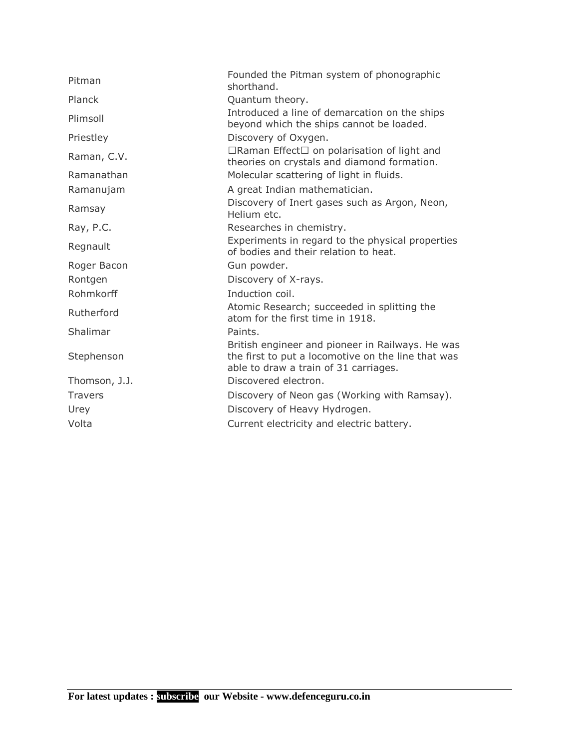| | |
|---|---|
| Pitman | Founded the Pitman system of phonographic shorthand. |
| Planck | Quantum theory. |
| Plimsoll | Introduced a line of demarcation on the ships beyond which the ships cannot be loaded. |
| Priestley | Discovery of Oxygen. |
| Raman, C.V. | □Raman Effect□ on polarisation of light and theories on crystals and diamond formation. |
| Ramanathan | Molecular scattering of light in fluids. |
| Ramanujam | A great Indian mathematician. |
| Ramsay | Discovery of Inert gases such as Argon, Neon, Helium etc. |
| Ray, P.C. | Researches in chemistry. |
| Regnault | Experiments in regard to the physical properties of bodies and their relation to heat. |
| Roger Bacon | Gun powder. |
| Rontgen | Discovery of X-rays. |
| Rohmkorff | Induction coil. |
| Rutherford | Atomic Research; succeeded in splitting the atom for the first time in 1918. |
| Shalimar | Paints. |
| Stephenson | British engineer and pioneer in Railways. He was the first to put a locomotive on the line that was able to draw a train of 31 carriages. |
| Thomson, J.J. | Discovered electron. |
| Travers | Discovery of Neon gas (Working with Ramsay). |
| Urey | Discovery of Heavy Hydrogen. |
| Volta | Current electricity and electric battery. |